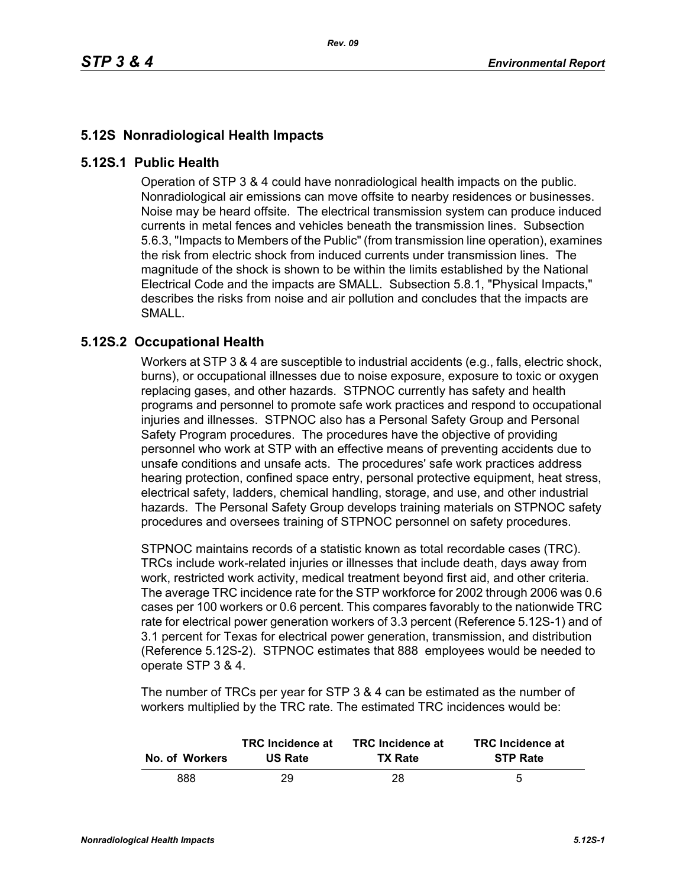## 5.12S Nonradiological Health Impacts

### 5.12S.1 Public Health

Operation of STP 3 & 4 could have nonradiological health impacts on the public. Nonradiological air emissions can move offsite to nearby residences or businesses. Noise may be heard offsite. The electrical transmission system can produce induced currents in metal fences and vehicles beneath the transmission lines. Subsection 5.6.3, "Impacts to Members of the Public" (from transmission line operation), examines the risk from electric shock from induced currents under transmission lines. The magnitude of the shock is shown to be within the limits established by the National Electrical Code and the impacts are SMALL. Subsection 5.8.1, "Physical Impacts," describes the risks from noise and air pollution and concludes that the impacts are SMALL.

### 5.12S.2 Occupational Health

Workers at STP 3 & 4 are susceptible to industrial accidents (e.g., falls, electric shock, burns), or occupational illnesses due to noise exposure, exposure to toxic or oxygen replacing gases, and other hazards. STPNOC currently has safety and health programs and personnel to promote safe work practices and respond to occupational injuries and illnesses. STPNOC also has a Personal Safety Group and Personal Safety Program procedures. The procedures have the objective of providing personnel who work at STP with an effective means of preventing accidents due to unsafe conditions and unsafe acts. The procedures' safe work practices address hearing protection, confined space entry, personal protective equipment, heat stress, electrical safety, ladders, chemical handling, storage, and use, and other industrial hazards. The Personal Safety Group develops training materials on STPNOC safety procedures and oversees training of STPNOC personnel on safety procedures.

STPNOC maintains records of a statistic known as total recordable cases (TRC). TRCs include work-related injuries or illnesses that include death, days away from work, restricted work activity, medical treatment beyond first aid, and other criteria. The average TRC incidence rate for the STP workforce for 2002 through 2006 was 0.6 cases per 100 workers or 0.6 percent. This compares favorably to the nationwide TRC rate for electrical power generation workers of 3.3 percent (Reference 5.12S-1) and of 3.1 percent for Texas for electrical power generation, transmission, and distribution (Reference 5.12S-2). STPNOC estimates that 888 employees would be needed to operate STP 3 & 4.

The number of TRCs per year for STP 3 & 4 can be estimated as the number of workers multiplied by the TRC rate. The estimated TRC incidences would be:

| No. of Workers | TRC Incidence at US Rate | TRC Incidence at TX Rate | TRC Incidence at STP Rate |
|---|---|---|---|
| 888 | 29 | 28 | 5 |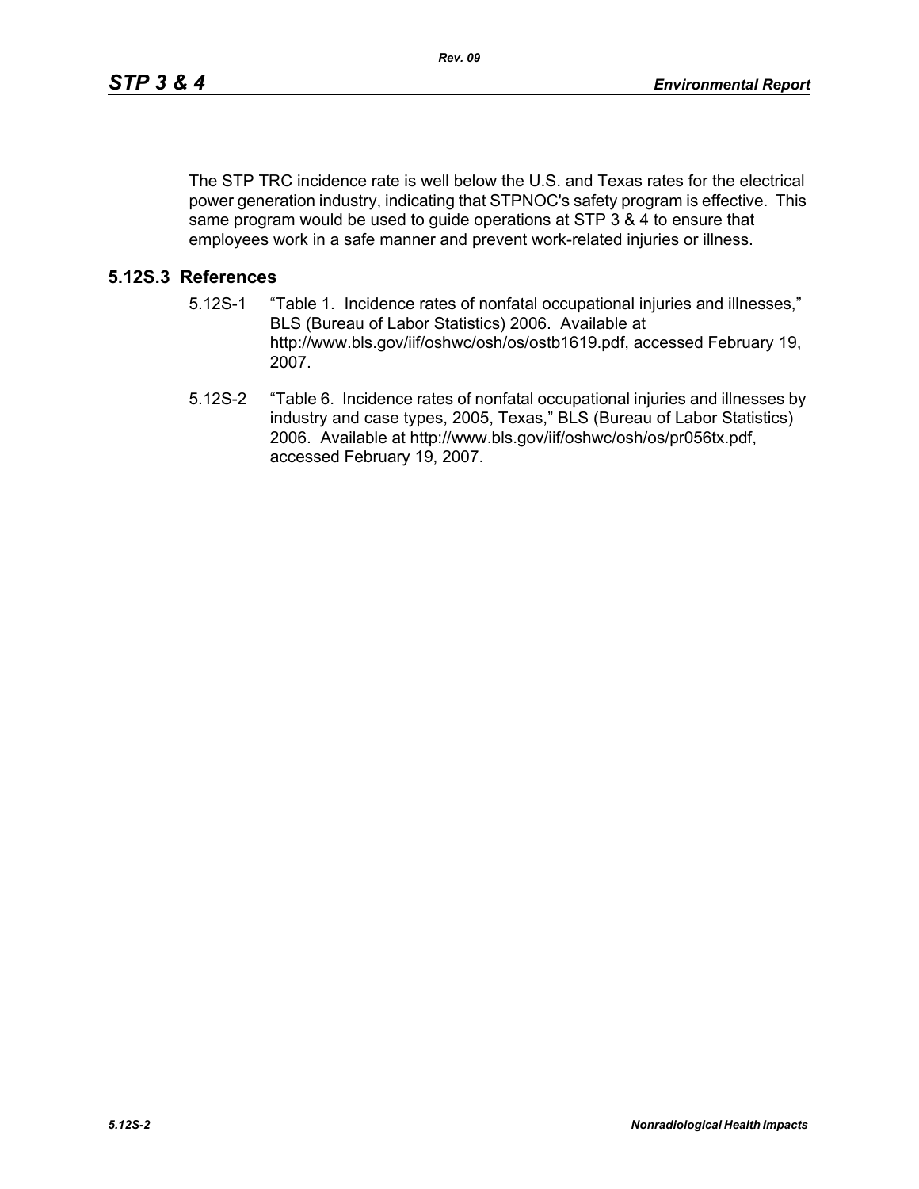The STP TRC incidence rate is well below the U.S. and Texas rates for the electrical power generation industry, indicating that STPNOC's safety program is effective. This same program would be used to guide operations at STP 3 & 4 to ensure that employees work in a safe manner and prevent work-related injuries or illness.

## 5.12S.3 References

5.12S-1 "Table 1. Incidence rates of nonfatal occupational injuries and illnesses," BLS (Bureau of Labor Statistics) 2006. Available at http://www.bls.gov/iif/oshwc/osh/os/ostb1619.pdf, accessed February 19, 2007.

5.12S-2 "Table 6. Incidence rates of nonfatal occupational injuries and illnesses by industry and case types, 2005, Texas," BLS (Bureau of Labor Statistics) 2006. Available at http://www.bls.gov/iif/oshwc/osh/os/pr056tx.pdf, accessed February 19, 2007.